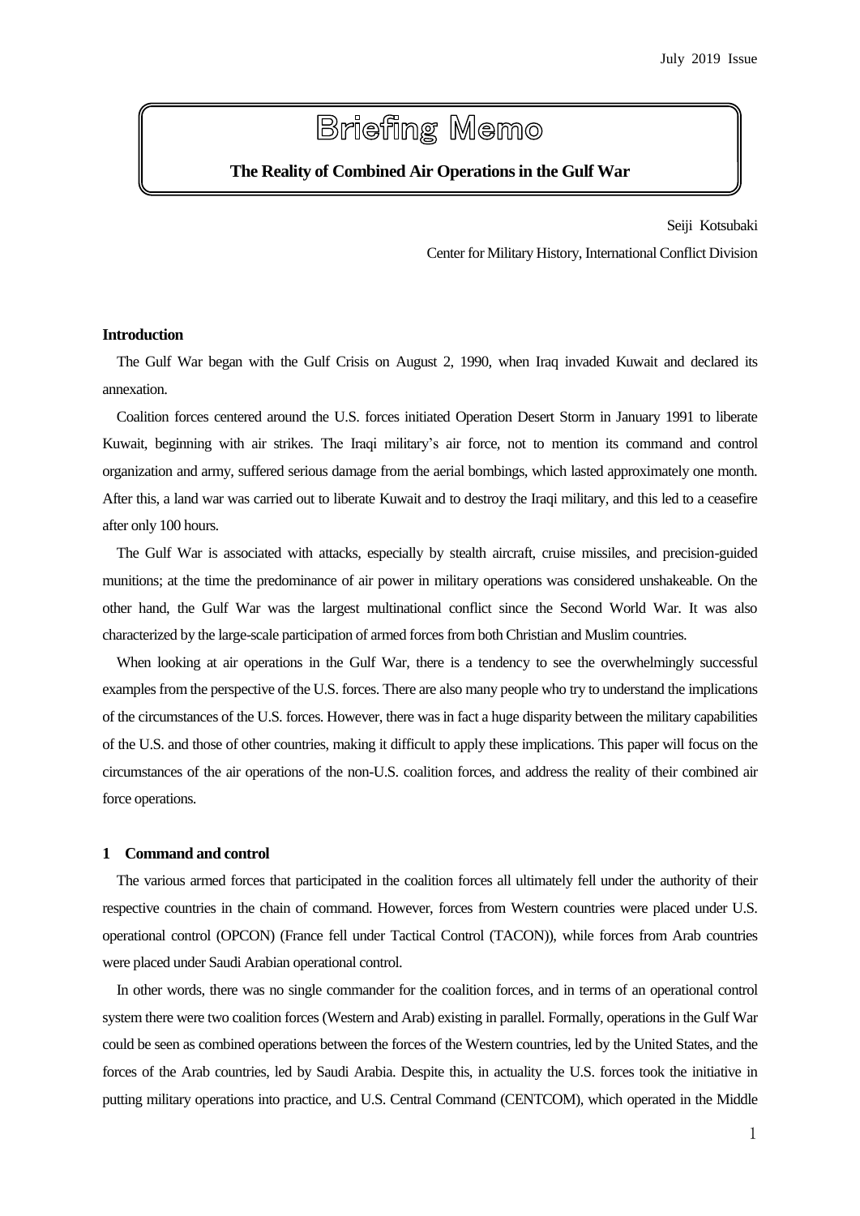July 2019 Issue

# Briefing Memo

**The Reality of Combined Air Operations in the Gulf War**

Seiji Kotsubaki

Center for Military History, International Conflict Division

## Introduction

The Gulf War began with the Gulf Crisis on August 2, 1990, when Iraq invaded Kuwait and declared its annexation.

Coalition forces centered around the U.S. forces initiated Operation Desert Storm in January 1991 to liberate Kuwait, beginning with air strikes. The Iraqi military's air force, not to mention its command and control organization and army, suffered serious damage from the aerial bombings, which lasted approximately one month. After this, a land war was carried out to liberate Kuwait and to destroy the Iraqi military, and this led to a ceasefire after only 100 hours.

The Gulf War is associated with attacks, especially by stealth aircraft, cruise missiles, and precision-guided munitions; at the time the predominance of air power in military operations was considered unshakeable. On the other hand, the Gulf War was the largest multinational conflict since the Second World War. It was also characterized by the large-scale participation of armed forces from both Christian and Muslim countries.

When looking at air operations in the Gulf War, there is a tendency to see the overwhelmingly successful examples from the perspective of the U.S. forces. There are also many people who try to understand the implications of the circumstances of the U.S. forces. However, there was in fact a huge disparity between the military capabilities of the U.S. and those of other countries, making it difficult to apply these implications. This paper will focus on the circumstances of the air operations of the non-U.S. coalition forces, and address the reality of their combined air force operations.

## 1 Command and control

The various armed forces that participated in the coalition forces all ultimately fell under the authority of their respective countries in the chain of command. However, forces from Western countries were placed under U.S. operational control (OPCON) (France fell under Tactical Control (TACON)), while forces from Arab countries were placed under Saudi Arabian operational control.

In other words, there was no single commander for the coalition forces, and in terms of an operational control system there were two coalition forces (Western and Arab) existing in parallel. Formally, operations in the Gulf War could be seen as combined operations between the forces of the Western countries, led by the United States, and the forces of the Arab countries, led by Saudi Arabia. Despite this, in actuality the U.S. forces took the initiative in putting military operations into practice, and U.S. Central Command (CENTCOM), which operated in the Middle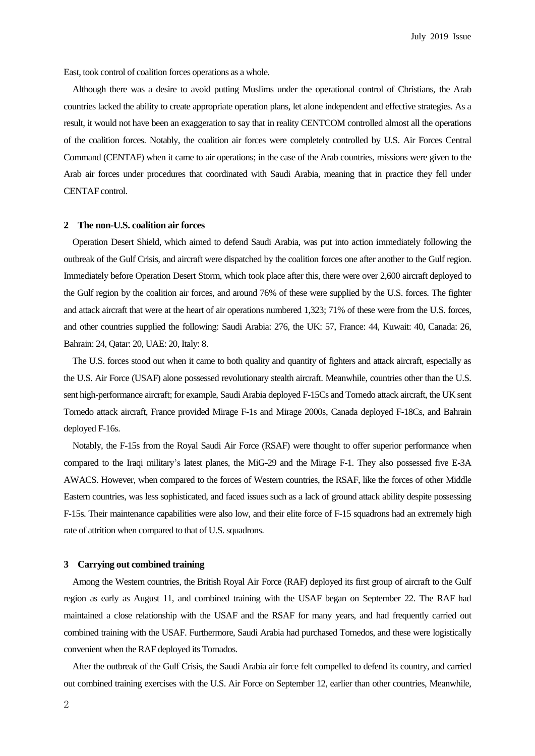East, took control of coalition forces operations as a whole.

Although there was a desire to avoid putting Muslims under the operational control of Christians, the Arab countries lacked the ability to create appropriate operation plans, let alone independent and effective strategies. As a result, it would not have been an exaggeration to say that in reality CENTCOM controlled almost all the operations of the coalition forces. Notably, the coalition air forces were completely controlled by U.S. Air Forces Central Command (CENTAF) when it came to air operations; in the case of the Arab countries, missions were given to the Arab air forces under procedures that coordinated with Saudi Arabia, meaning that in practice they fell under CENTAF control.

## 2 The non-U.S. coalition air forces

Operation Desert Shield, which aimed to defend Saudi Arabia, was put into action immediately following the outbreak of the Gulf Crisis, and aircraft were dispatched by the coalition forces one after another to the Gulf region. Immediately before Operation Desert Storm, which took place after this, there were over 2,600 aircraft deployed to the Gulf region by the coalition air forces, and around 76% of these were supplied by the U.S. forces. The fighter and attack aircraft that were at the heart of air operations numbered 1,323; 71% of these were from the U.S. forces, and other countries supplied the following: Saudi Arabia: 276, the UK: 57, France: 44, Kuwait: 40, Canada: 26, Bahrain: 24, Qatar: 20, UAE: 20, Italy: 8.

The U.S. forces stood out when it came to both quality and quantity of fighters and attack aircraft, especially as the U.S. Air Force (USAF) alone possessed revolutionary stealth aircraft. Meanwhile, countries other than the U.S. sent high-performance aircraft; for example, Saudi Arabia deployed F-15Cs and Tornedo attack aircraft, the UK sent Tornedo attack aircraft, France provided Mirage F-1s and Mirage 2000s, Canada deployed F-18Cs, and Bahrain deployed F-16s.

Notably, the F-15s from the Royal Saudi Air Force (RSAF) were thought to offer superior performance when compared to the Iraqi military's latest planes, the MiG-29 and the Mirage F-1. They also possessed five E-3A AWACS. However, when compared to the forces of Western countries, the RSAF, like the forces of other Middle Eastern countries, was less sophisticated, and faced issues such as a lack of ground attack ability despite possessing F-15s. Their maintenance capabilities were also low, and their elite force of F-15 squadrons had an extremely high rate of attrition when compared to that of U.S. squadrons.

## 3 Carrying out combined training

Among the Western countries, the British Royal Air Force (RAF) deployed its first group of aircraft to the Gulf region as early as August 11, and combined training with the USAF began on September 22. The RAF had maintained a close relationship with the USAF and the RSAF for many years, and had frequently carried out combined training with the USAF. Furthermore, Saudi Arabia had purchased Tornedos, and these were logistically convenient when the RAF deployed its Tornados.

After the outbreak of the Gulf Crisis, the Saudi Arabia air force felt compelled to defend its country, and carried out combined training exercises with the U.S. Air Force on September 12, earlier than other countries, Meanwhile,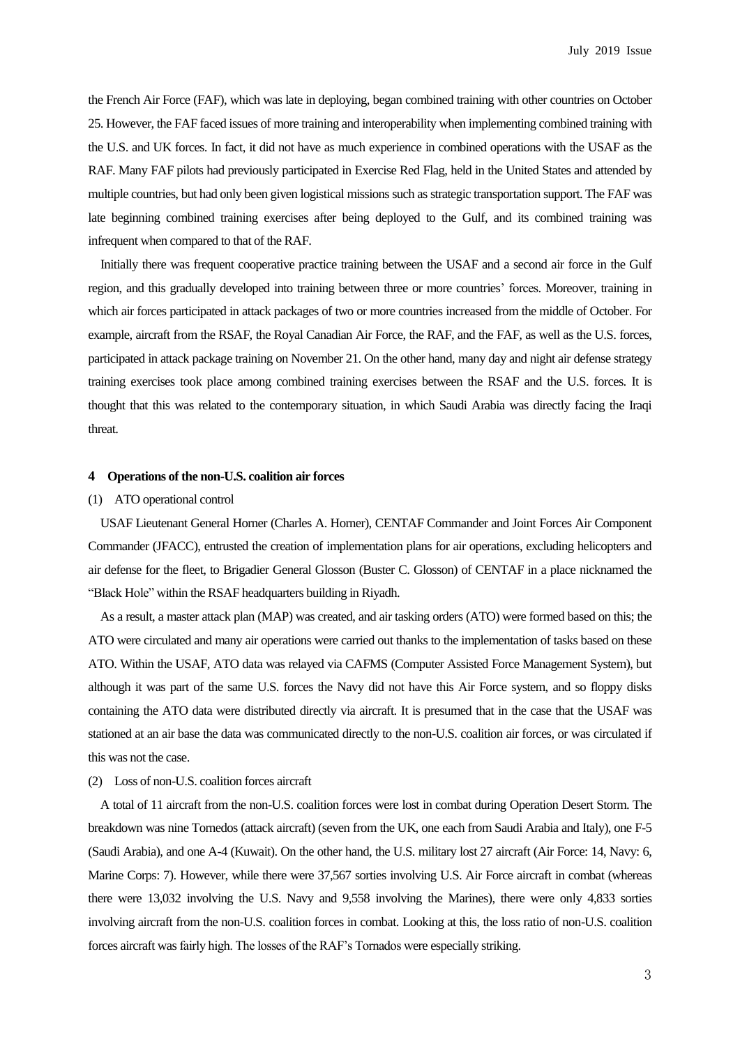the French Air Force (FAF), which was late in deploying, began combined training with other countries on October 25. However, the FAF faced issues of more training and interoperability when implementing combined training with the U.S. and UK forces. In fact, it did not have as much experience in combined operations with the USAF as the RAF. Many FAF pilots had previously participated in Exercise Red Flag, held in the United States and attended by multiple countries, but had only been given logistical missions such as strategic transportation support. The FAF was late beginning combined training exercises after being deployed to the Gulf, and its combined training was infrequent when compared to that of the RAF.

Initially there was frequent cooperative practice training between the USAF and a second air force in the Gulf region, and this gradually developed into training between three or more countries' forces. Moreover, training in which air forces participated in attack packages of two or more countries increased from the middle of October. For example, aircraft from the RSAF, the Royal Canadian Air Force, the RAF, and the FAF, as well as the U.S. forces, participated in attack package training on November 21. On the other hand, many day and night air defense strategy training exercises took place among combined training exercises between the RSAF and the U.S. forces. It is thought that this was related to the contemporary situation, in which Saudi Arabia was directly facing the Iraqi threat.

## 4 Operations of the non-U.S. coalition air forces

### (1) ATO operational control

USAF Lieutenant General Horner (Charles A. Horner), CENTAF Commander and Joint Forces Air Component Commander (JFACC), entrusted the creation of implementation plans for air operations, excluding helicopters and air defense for the fleet, to Brigadier General Glosson (Buster C. Glosson) of CENTAF in a place nicknamed the "Black Hole" within the RSAF headquarters building in Riyadh.

As a result, a master attack plan (MAP) was created, and air tasking orders (ATO) were formed based on this; the ATO were circulated and many air operations were carried out thanks to the implementation of tasks based on these ATO. Within the USAF, ATO data was relayed via CAFMS (Computer Assisted Force Management System), but although it was part of the same U.S. forces the Navy did not have this Air Force system, and so floppy disks containing the ATO data were distributed directly via aircraft. It is presumed that in the case that the USAF was stationed at an air base the data was communicated directly to the non-U.S. coalition air forces, or was circulated if this was not the case.

### (2) Loss of non-U.S. coalition forces aircraft

A total of 11 aircraft from the non-U.S. coalition forces were lost in combat during Operation Desert Storm. The breakdown was nine Tornedos (attack aircraft) (seven from the UK, one each from Saudi Arabia and Italy), one F-5 (Saudi Arabia), and one A-4 (Kuwait). On the other hand, the U.S. military lost 27 aircraft (Air Force: 14, Navy: 6, Marine Corps: 7). However, while there were 37,567 sorties involving U.S. Air Force aircraft in combat (whereas there were 13,032 involving the U.S. Navy and 9,558 involving the Marines), there were only 4,833 sorties involving aircraft from the non-U.S. coalition forces in combat. Looking at this, the loss ratio of non-U.S. coalition forces aircraft was fairly high. The losses of the RAF's Tornados were especially striking.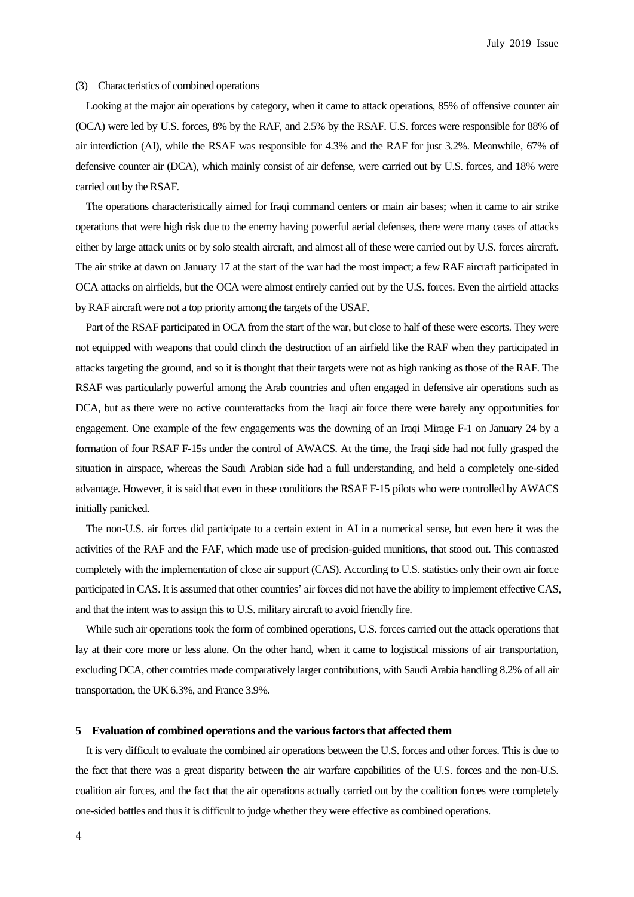(3) Characteristics of combined operations

Looking at the major air operations by category, when it came to attack operations, 85% of offensive counter air (OCA) were led by U.S. forces, 8% by the RAF, and 2.5% by the RSAF. U.S. forces were responsible for 88% of air interdiction (AI), while the RSAF was responsible for 4.3% and the RAF for just 3.2%. Meanwhile, 67% of defensive counter air (DCA), which mainly consist of air defense, were carried out by U.S. forces, and 18% were carried out by the RSAF.

The operations characteristically aimed for Iraqi command centers or main air bases; when it came to air strike operations that were high risk due to the enemy having powerful aerial defenses, there were many cases of attacks either by large attack units or by solo stealth aircraft, and almost all of these were carried out by U.S. forces aircraft. The air strike at dawn on January 17 at the start of the war had the most impact; a few RAF aircraft participated in OCA attacks on airfields, but the OCA were almost entirely carried out by the U.S. forces. Even the airfield attacks by RAF aircraft were not a top priority among the targets of the USAF.

Part of the RSAF participated in OCA from the start of the war, but close to half of these were escorts. They were not equipped with weapons that could clinch the destruction of an airfield like the RAF when they participated in attacks targeting the ground, and so it is thought that their targets were not as high ranking as those of the RAF. The RSAF was particularly powerful among the Arab countries and often engaged in defensive air operations such as DCA, but as there were no active counterattacks from the Iraqi air force there were barely any opportunities for engagement. One example of the few engagements was the downing of an Iraqi Mirage F-1 on January 24 by a formation of four RSAF F-15s under the control of AWACS. At the time, the Iraqi side had not fully grasped the situation in airspace, whereas the Saudi Arabian side had a full understanding, and held a completely one-sided advantage. However, it is said that even in these conditions the RSAF F-15 pilots who were controlled by AWACS initially panicked.

The non-U.S. air forces did participate to a certain extent in AI in a numerical sense, but even here it was the activities of the RAF and the FAF, which made use of precision-guided munitions, that stood out. This contrasted completely with the implementation of close air support (CAS). According to U.S. statistics only their own air force participated in CAS. It is assumed that other countries' air forces did not have the ability to implement effective CAS, and that the intent was to assign this to U.S. military aircraft to avoid friendly fire.

While such air operations took the form of combined operations, U.S. forces carried out the attack operations that lay at their core more or less alone. On the other hand, when it came to logistical missions of air transportation, excluding DCA, other countries made comparatively larger contributions, with Saudi Arabia handling 8.2% of all air transportation, the UK 6.3%, and France 3.9%.

## 5 Evaluation of combined operations and the various factors that affected them

It is very difficult to evaluate the combined air operations between the U.S. forces and other forces. This is due to the fact that there was a great disparity between the air warfare capabilities of the U.S. forces and the non-U.S. coalition air forces, and the fact that the air operations actually carried out by the coalition forces were completely one-sided battles and thus it is difficult to judge whether they were effective as combined operations.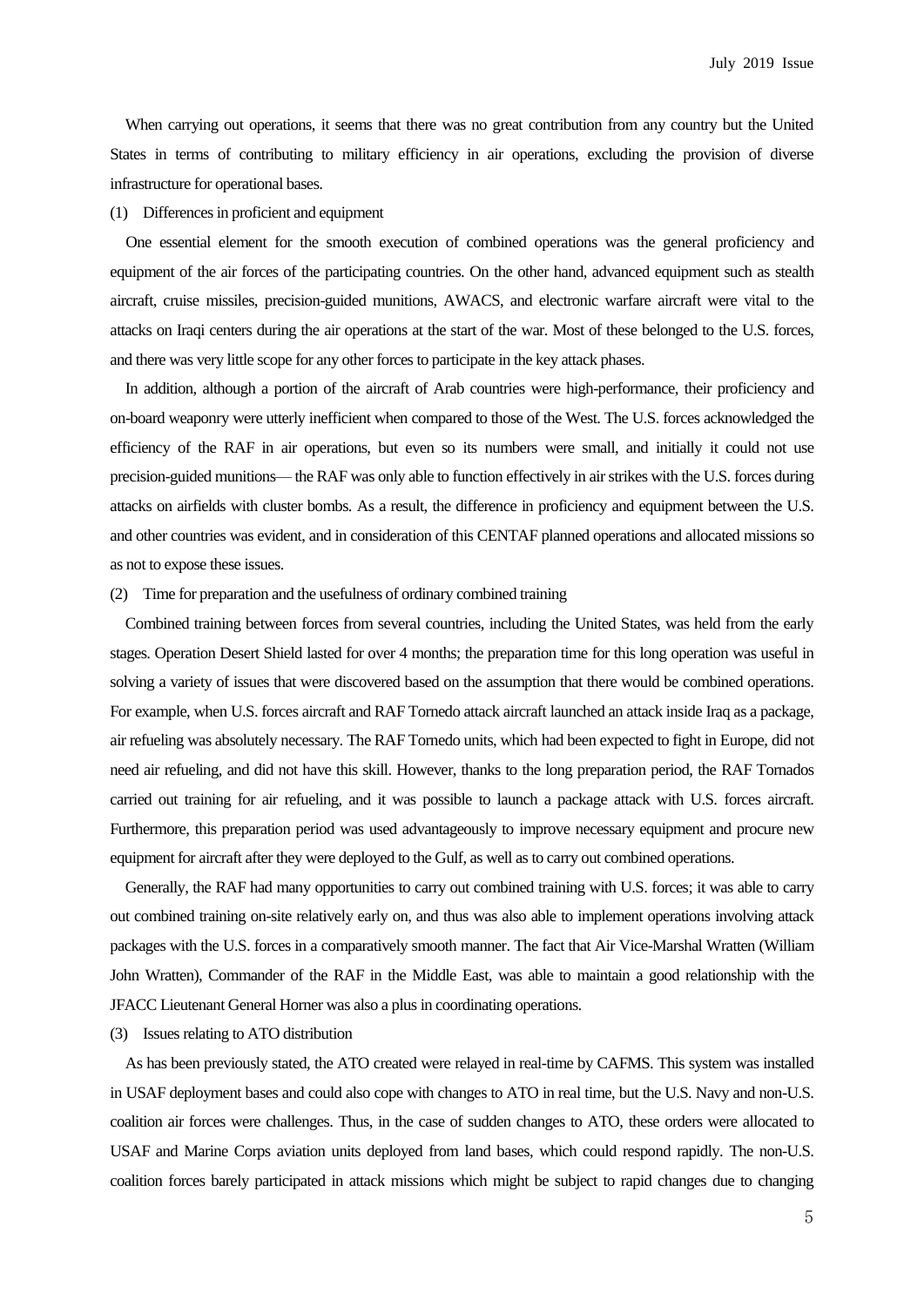When carrying out operations, it seems that there was no great contribution from any country but the United States in terms of contributing to military efficiency in air operations, excluding the provision of diverse infrastructure for operational bases.

(1) Differences in proficient and equipment

One essential element for the smooth execution of combined operations was the general proficiency and equipment of the air forces of the participating countries. On the other hand, advanced equipment such as stealth aircraft, cruise missiles, precision-guided munitions, AWACS, and electronic warfare aircraft were vital to the attacks on Iraqi centers during the air operations at the start of the war. Most of these belonged to the U.S. forces, and there was very little scope for any other forces to participate in the key attack phases.

In addition, although a portion of the aircraft of Arab countries were high-performance, their proficiency and on-board weaponry were utterly inefficient when compared to those of the West. The U.S. forces acknowledged the efficiency of the RAF in air operations, but even so its numbers were small, and initially it could not use precision-guided munitions— the RAF was only able to function effectively in air strikes with the U.S. forces during attacks on airfields with cluster bombs. As a result, the difference in proficiency and equipment between the U.S. and other countries was evident, and in consideration of this CENTAF planned operations and allocated missions so as not to expose these issues.

(2) Time for preparation and the usefulness of ordinary combined training

Combined training between forces from several countries, including the United States, was held from the early stages. Operation Desert Shield lasted for over 4 months; the preparation time for this long operation was useful in solving a variety of issues that were discovered based on the assumption that there would be combined operations. For example, when U.S. forces aircraft and RAF Tornedo attack aircraft launched an attack inside Iraq as a package, air refueling was absolutely necessary. The RAF Tornedo units, which had been expected to fight in Europe, did not need air refueling, and did not have this skill. However, thanks to the long preparation period, the RAF Tornados carried out training for air refueling, and it was possible to launch a package attack with U.S. forces aircraft. Furthermore, this preparation period was used advantageously to improve necessary equipment and procure new equipment for aircraft after they were deployed to the Gulf, as well as to carry out combined operations.

Generally, the RAF had many opportunities to carry out combined training with U.S. forces; it was able to carry out combined training on-site relatively early on, and thus was also able to implement operations involving attack packages with the U.S. forces in a comparatively smooth manner. The fact that Air Vice-Marshal Wratten (William John Wratten), Commander of the RAF in the Middle East, was able to maintain a good relationship with the JFACC Lieutenant General Horner was also a plus in coordinating operations.

(3) Issues relating to ATO distribution

As has been previously stated, the ATO created were relayed in real-time by CAFMS. This system was installed in USAF deployment bases and could also cope with changes to ATO in real time, but the U.S. Navy and non-U.S. coalition air forces were challenges. Thus, in the case of sudden changes to ATO, these orders were allocated to USAF and Marine Corps aviation units deployed from land bases, which could respond rapidly. The non-U.S. coalition forces barely participated in attack missions which might be subject to rapid changes due to changing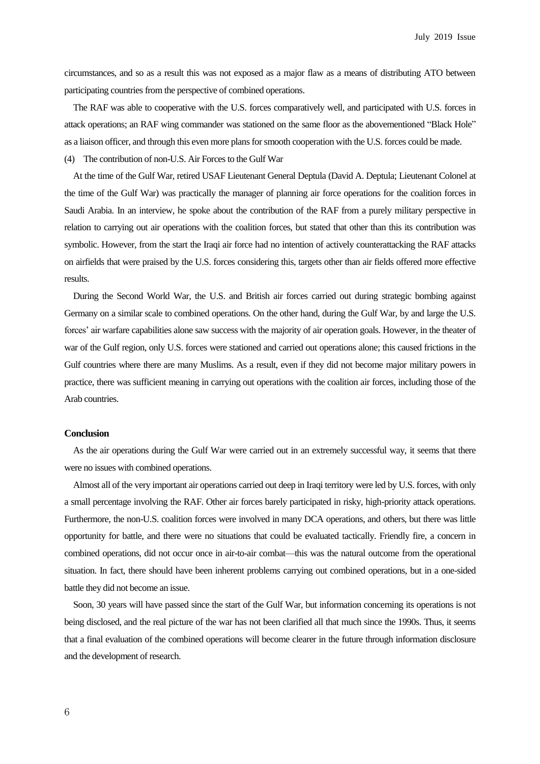circumstances, and so as a result this was not exposed as a major flaw as a means of distributing ATO between participating countries from the perspective of combined operations.

The RAF was able to cooperative with the U.S. forces comparatively well, and participated with U.S. forces in attack operations; an RAF wing commander was stationed on the same floor as the abovementioned "Black Hole" as a liaison officer, and through this even more plans for smooth cooperation with the U.S. forces could be made.

(4) The contribution of non-U.S. Air Forces to the Gulf War

At the time of the Gulf War, retired USAF Lieutenant General Deptula (David A. Deptula; Lieutenant Colonel at the time of the Gulf War) was practically the manager of planning air force operations for the coalition forces in Saudi Arabia. In an interview, he spoke about the contribution of the RAF from a purely military perspective in relation to carrying out air operations with the coalition forces, but stated that other than this its contribution was symbolic. However, from the start the Iraqi air force had no intention of actively counterattacking the RAF attacks on airfields that were praised by the U.S. forces considering this, targets other than air fields offered more effective results.

During the Second World War, the U.S. and British air forces carried out during strategic bombing against Germany on a similar scale to combined operations. On the other hand, during the Gulf War, by and large the U.S. forces' air warfare capabilities alone saw success with the majority of air operation goals. However, in the theater of war of the Gulf region, only U.S. forces were stationed and carried out operations alone; this caused frictions in the Gulf countries where there are many Muslims. As a result, even if they did not become major military powers in practice, there was sufficient meaning in carrying out operations with the coalition air forces, including those of the Arab countries.

**Conclusion**

As the air operations during the Gulf War were carried out in an extremely successful way, it seems that there were no issues with combined operations.

Almost all of the very important air operations carried out deep in Iraqi territory were led by U.S. forces, with only a small percentage involving the RAF. Other air forces barely participated in risky, high-priority attack operations. Furthermore, the non-U.S. coalition forces were involved in many DCA operations, and others, but there was little opportunity for battle, and there were no situations that could be evaluated tactically. Friendly fire, a concern in combined operations, did not occur once in air-to-air combat—this was the natural outcome from the operational situation. In fact, there should have been inherent problems carrying out combined operations, but in a one-sided battle they did not become an issue.

Soon, 30 years will have passed since the start of the Gulf War, but information concerning its operations is not being disclosed, and the real picture of the war has not been clarified all that much since the 1990s. Thus, it seems that a final evaluation of the combined operations will become clearer in the future through information disclosure and the development of research.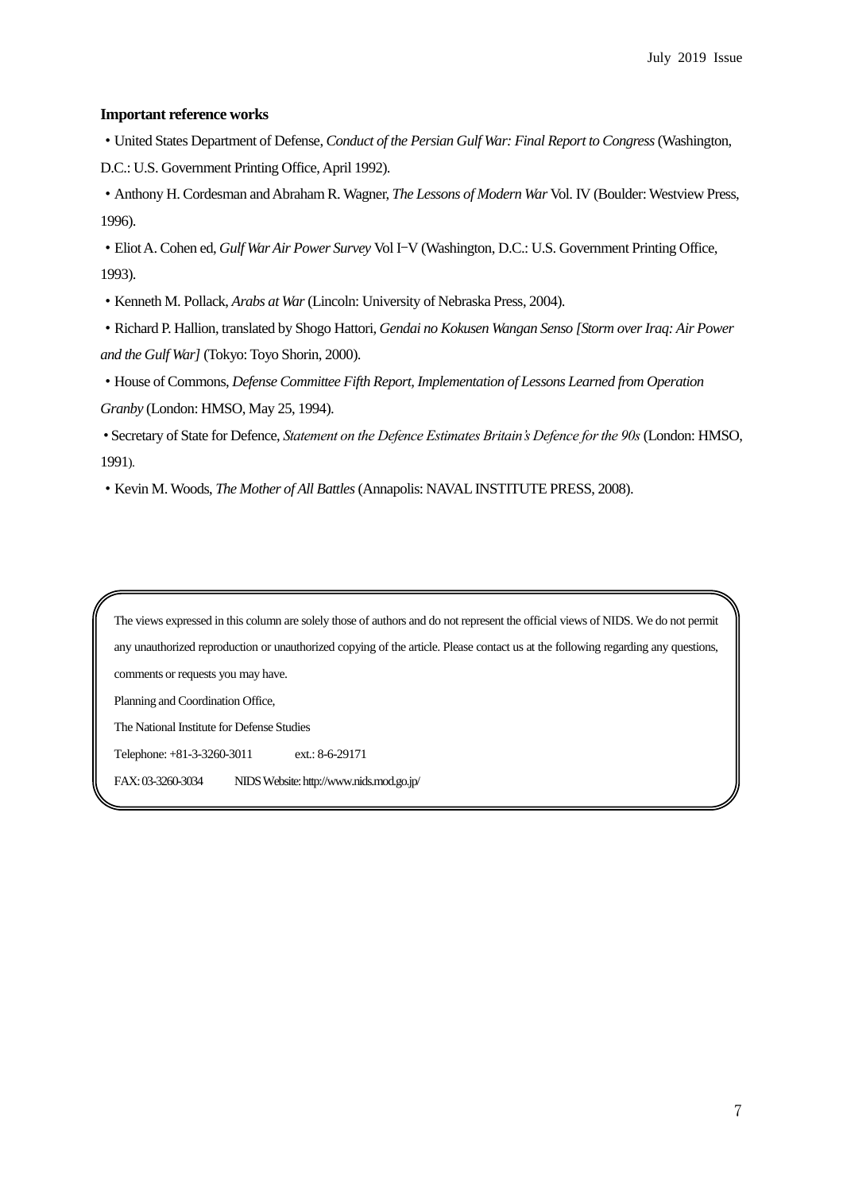**Important reference works**

- United States Department of Defense, *Conduct of the Persian Gulf War: Final Report to Congress* (Washington, D.C.: U.S. Government Printing Office, April 1992).
- Anthony H. Cordesman and Abraham R. Wagner, *The Lessons of Modern War* Vol. IV (Boulder: Westview Press, 1996).
- Eliot A. Cohen ed, *Gulf War Air Power Survey* Vol I−V (Washington, D.C.: U.S. Government Printing Office, 1993).
- Kenneth M. Pollack, *Arabs at War* (Lincoln: University of Nebraska Press, 2004).
- Richard P. Hallion, translated by Shogo Hattori, *Gendai no Kokusen Wangan Senso [Storm over Iraq: Air Power and the Gulf War]* (Tokyo: Toyo Shorin, 2000).
- House of Commons, *Defense Committee Fifth Report, Implementation of Lessons Learned from Operation Granby* (London: HMSO, May 25, 1994).
- Secretary of State for Defence, *Statement on the Defence Estimates Britain's Defence for the 90s* (London: HMSO, 1991).
- Kevin M. Woods, *The Mother of All Battles* (Annapolis: NAVAL INSTITUTE PRESS, 2008).

The views expressed in this column are solely those of authors and do not represent the official views of NIDS. We do not permit any unauthorized reproduction or unauthorized copying of the article. Please contact us at the following regarding any questions, comments or requests you may have.

Planning and Coordination Office,

The National Institute for Defense Studies

Telephone: +81-3-3260-3011　　ext.: 8-6-29171

FAX: 03-3260-3034　　NIDS Website: http://www.nids.mod.go.jp/